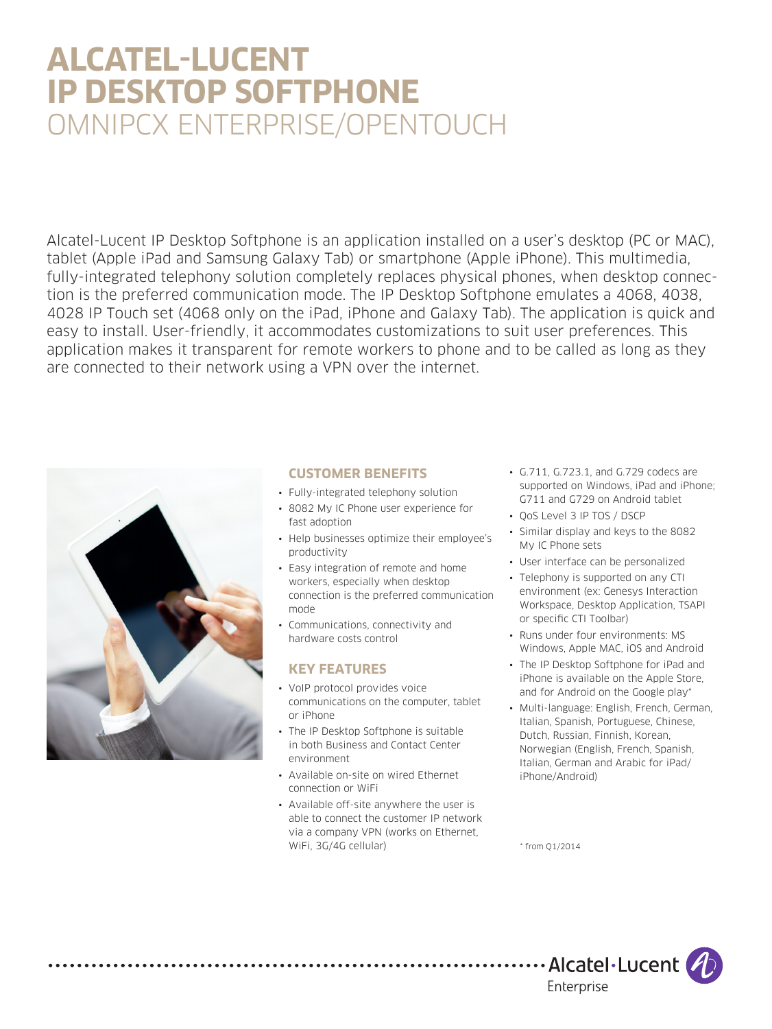# ALCATEL-LUCENT IP DESKTOP SOFTPHONE

## OMNIPCX ENTERPRISE/OPENTOUCH

Alcatel-Lucent IP Desktop Softphone is an application installed on a user's desktop (PC or MAC), tablet (Apple iPad and Samsung Galaxy Tab) or smartphone (Apple iPhone). This multimedia, fully-integrated telephony solution completely replaces physical phones, when desktop connection is the preferred communication mode. The IP Desktop Softphone emulates a 4068, 4038, 4028 IP Touch set (4068 only on the iPad, iPhone and Galaxy Tab). The application is quick and easy to install. User-friendly, it accommodates customizations to suit user preferences. This application makes it transparent for remote workers to phone and to be called as long as they are connected to their network using a VPN over the internet.

### CUSTOMER BENEFITS

- Fully-integrated telephony solution
- 8082 My IC Phone user experience for fast adoption
- Help businesses optimize their employee's productivity
- Easy integration of remote and home workers, especially when desktop connection is the preferred communication mode
- Communications, connectivity and hardware costs control

### KEY FEATURES

- VoIP protocol provides voice communications on the computer, tablet or iPhone
- The IP Desktop Softphone is suitable in both Business and Contact Center environment
- Available on-site on wired Ethernet connection or WiFi
- Available off-site anywhere the user is able to connect the customer IP network via a company VPN (works on Ethernet, WiFi, 3G/4G cellular)
- G.711, G.723.1, and G.729 codecs are supported on Windows, iPad and iPhone; G711 and G729 on Android tablet
- QoS Level 3 IP TOS / DSCP
- Similar display and keys to the 8082 My IC Phone sets
- User interface can be personalized
- Telephony is supported on any CTI environment (ex: Genesys Interaction Workspace, Desktop Application, TSAPI or specific CTI Toolbar)
- Runs under four environments: MS Windows, Apple MAC, iOS and Android
- The IP Desktop Softphone for iPad and iPhone is available on the Apple Store, and for Android on the Google play*
- Multi-language: English, French, German, Italian, Spanish, Portuguese, Chinese, Dutch, Russian, Finnish, Korean, Norwegian (English, French, Spanish, Italian, German and Arabic for iPad/iPhone/Android)

\* from Q1/2014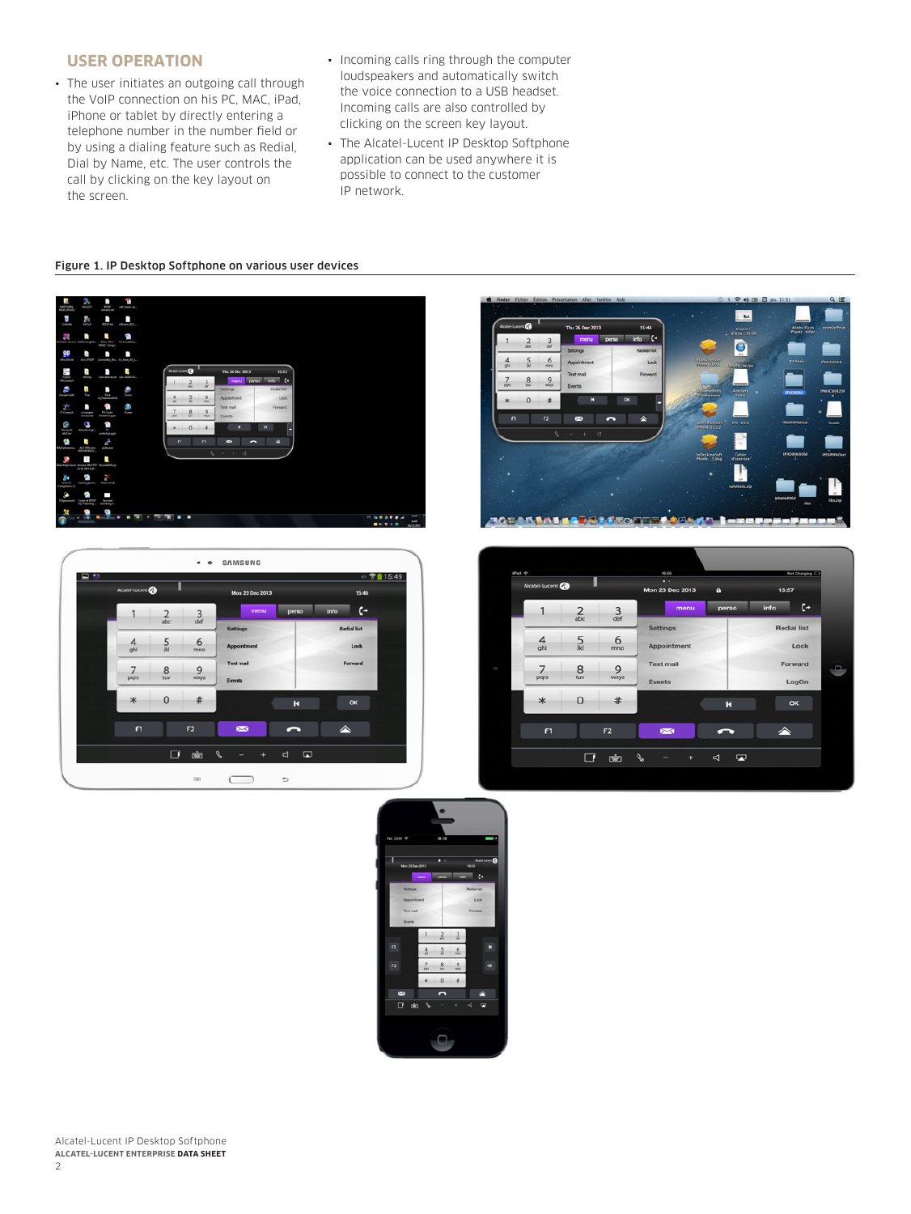## USER OPERATION

- The user initiates an outgoing call through the VoIP connection on his PC, MAC, iPad, iPhone or tablet by directly entering a telephone number in the number field or by using a dialing feature such as Redial, Dial by Name, etc. The user controls the call by clicking on the key layout on the screen.
- Incoming calls ring through the computer loudspeakers and automatically switch the voice connection to a USB headset. Incoming calls are also controlled by clicking on the screen key layout.
- The Alcatel-Lucent IP Desktop Softphone application can be used anywhere it is possible to connect to the customer IP network.

**Figure 1. IP Desktop Softphone on various user devices**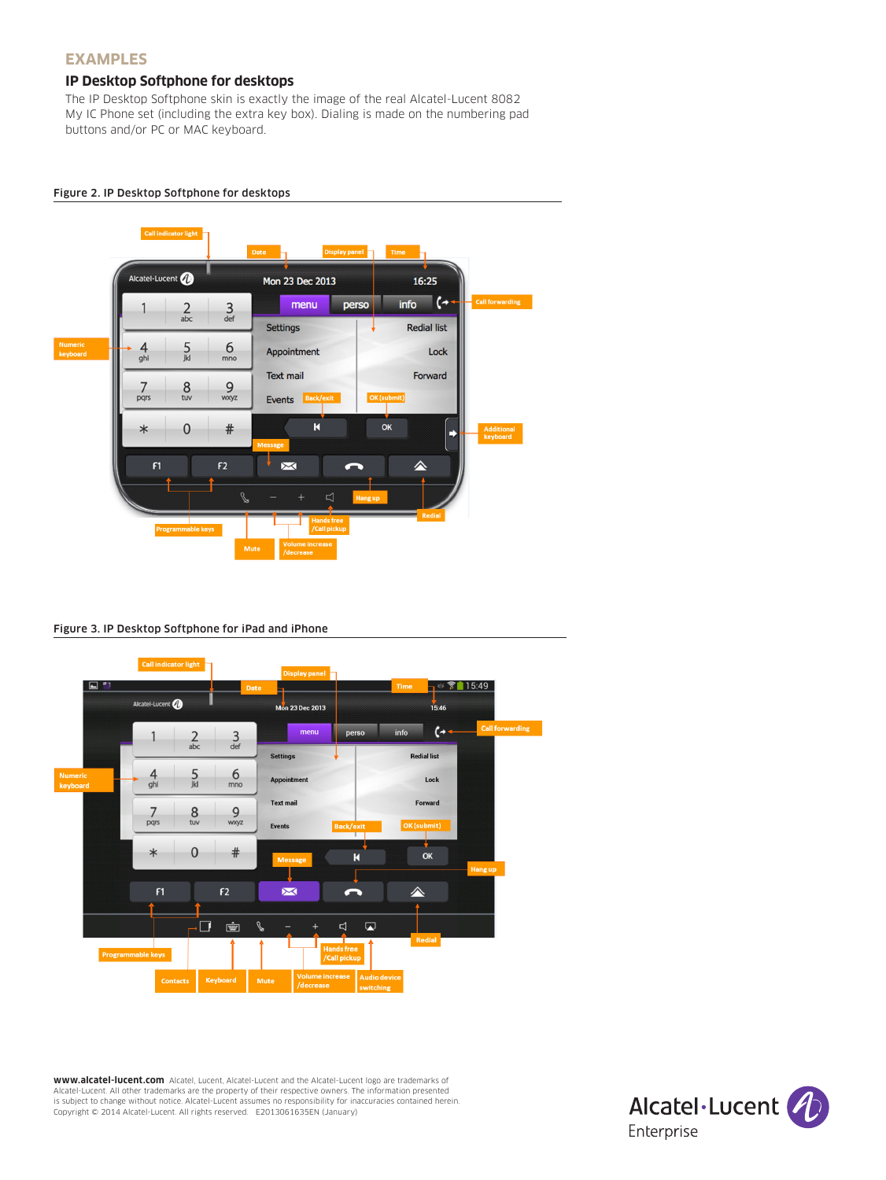## EXAMPLES

### IP Desktop Softphone for desktops

The IP Desktop Softphone skin is exactly the image of the real Alcatel-Lucent 8082 My IC Phone set (including the extra key box). Dialing is made on the numbering pad buttons and/or PC or MAC keyboard.

Figure 2. IP Desktop Softphone for desktops

Call indicator light
Date
Display panel
Time
Call forwarding
Numeric keyboard
Additional keyboard
Back/exit
OK (submit)
Message
Hang up
Redial
Hands free /Call pickup
Programmable keys
Mute
Volume increase /decrease

Figure 3. IP Desktop Softphone for iPad and iPhone

Call indicator light
Display panel
Date
Time
Call forwarding
Numeric keyboard
Back/exit
OK (submit)
Message
Hang up
Redial
Hands free /Call pickup
Programmable keys
Contacts
Keyboard
Mute
Volume increase /decrease
Audio device switching

**www.alcatel-lucent.com** Alcatel, Lucent, Alcatel-Lucent and the Alcatel-Lucent logo are trademarks of Alcatel-Lucent. All other trademarks are the property of their respective owners. The information presented is subject to change without notice. Alcatel-Lucent assumes no responsibility for inaccuracies contained herein. Copyright © 2014 Alcatel-Lucent. All rights reserved. E2013061635EN (January)